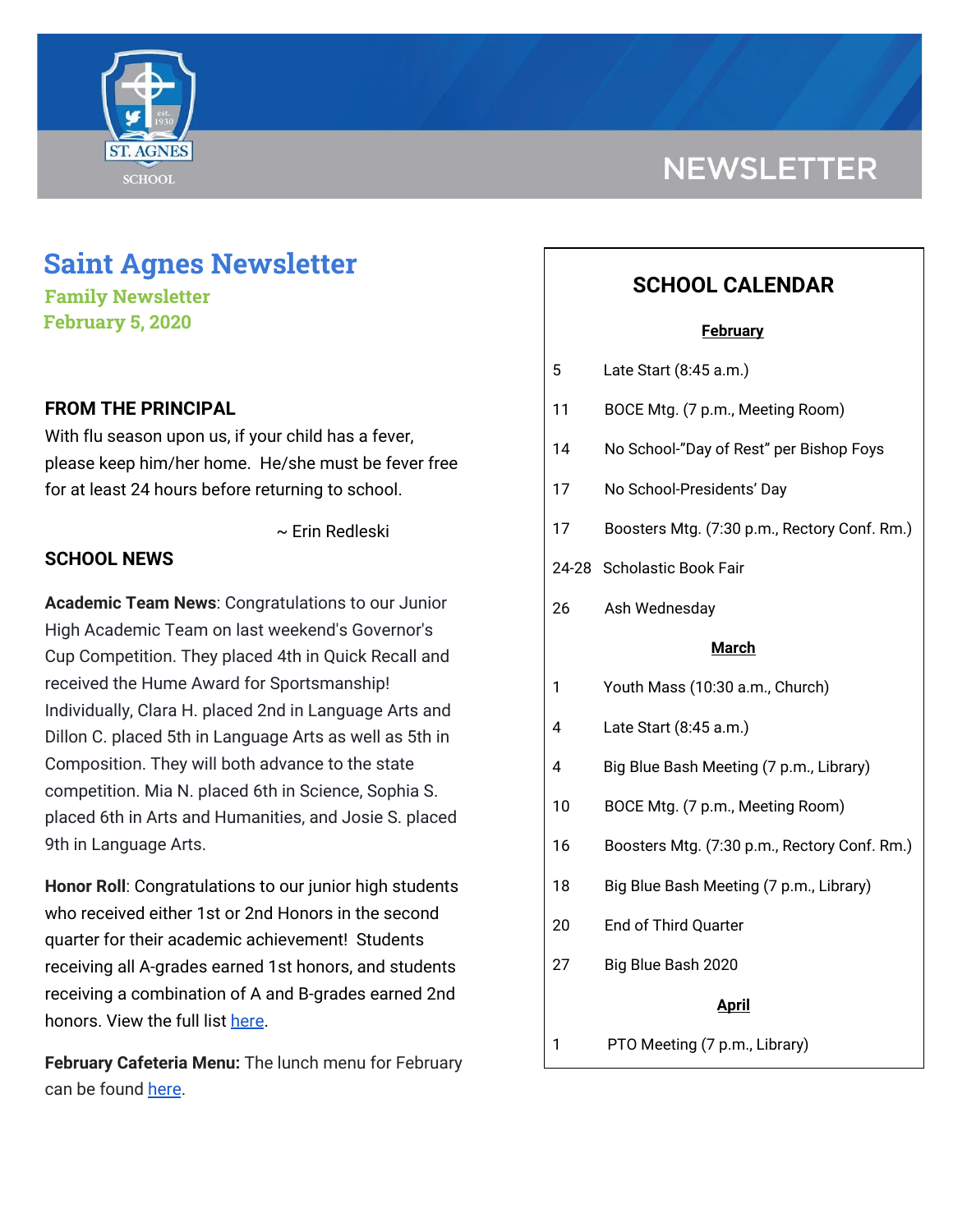# NEWSLETTER

# Saint Agnes Newsletter

**Family Newsletter**
**February 5, 2020**

## FROM THE PRINCIPAL

With flu season upon us, if your child has a fever, please keep him/her home. He/she must be fever free for at least 24 hours before returning to school.

~ Erin Redleski

## SCHOOL NEWS

**Academic Team News**: Congratulations to our Junior High Academic Team on last weekend's Governor's Cup Competition. They placed 4th in Quick Recall and received the Hume Award for Sportsmanship! Individually, Clara H. placed 2nd in Language Arts and Dillon C. placed 5th in Language Arts as well as 5th in Composition. They will both advance to the state competition. Mia N. placed 6th in Science, Sophia S. placed 6th in Arts and Humanities, and Josie S. placed 9th in Language Arts.

**Honor Roll**: Congratulations to our junior high students who received either 1st or 2nd Honors in the second quarter for their academic achievement! Students receiving all A-grades earned 1st honors, and students receiving a combination of A and B-grades earned 2nd honors. View the full list here.

**February Cafeteria Menu:** The lunch menu for February can be found here.

## SCHOOL CALENDAR

**February**

| | |
|---|---|
| 5 | Late Start (8:45 a.m.) |
| 11 | BOCE Mtg. (7 p.m., Meeting Room) |
| 14 | No School-"Day of Rest" per Bishop Foys |
| 17 | No School-Presidents' Day |
| 17 | Boosters Mtg. (7:30 p.m., Rectory Conf. Rm.) |
| 24-28 | Scholastic Book Fair |
| 26 | Ash Wednesday |

**March**

| | |
|---|---|
| 1 | Youth Mass (10:30 a.m., Church) |
| 4 | Late Start (8:45 a.m.) |
| 4 | Big Blue Bash Meeting (7 p.m., Library) |
| 10 | BOCE Mtg. (7 p.m., Meeting Room) |
| 16 | Boosters Mtg. (7:30 p.m., Rectory Conf. Rm.) |
| 18 | Big Blue Bash Meeting (7 p.m., Library) |
| 20 | End of Third Quarter |
| 27 | Big Blue Bash 2020 |

**April**

| | |
|---|---|
| 1 | PTO Meeting (7 p.m., Library) |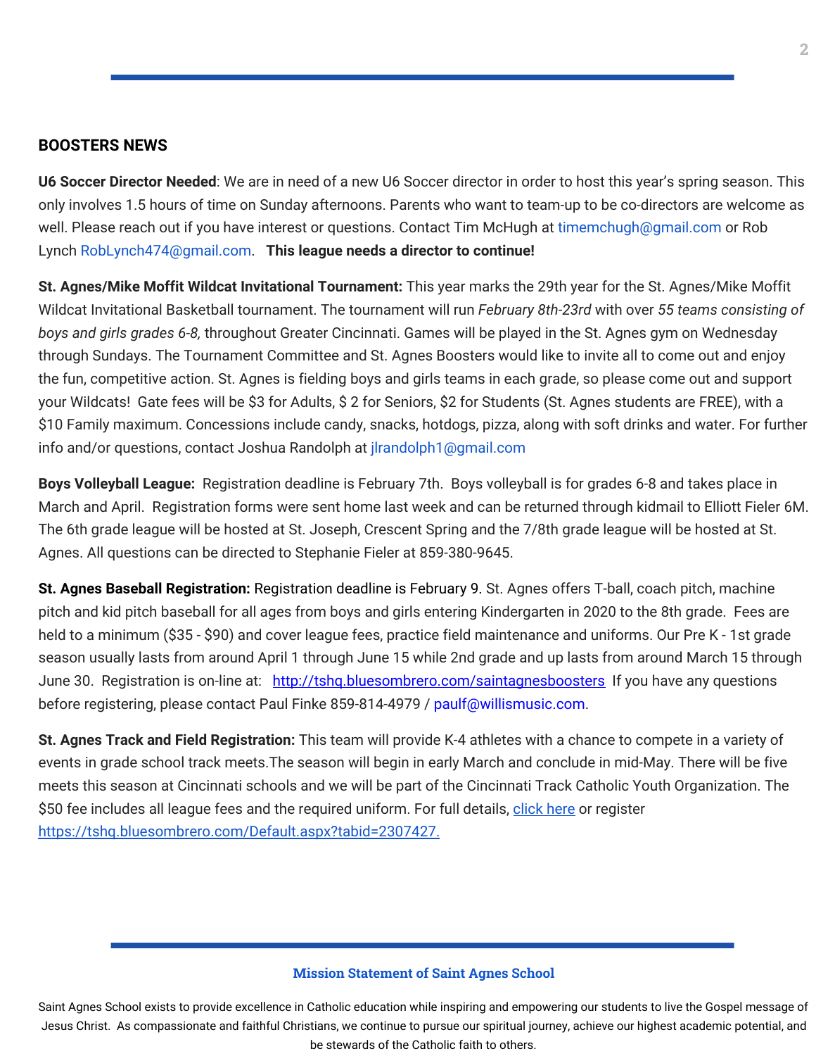## BOOSTERS NEWS

**U6 Soccer Director Needed**: We are in need of a new U6 Soccer director in order to host this year's spring season. This only involves 1.5 hours of time on Sunday afternoons. Parents who want to team-up to be co-directors are welcome as well. Please reach out if you have interest or questions. Contact Tim McHugh at timemchugh@gmail.com or Rob Lynch RobLynch474@gmail.com.   **This league needs a director to continue!**

**St. Agnes/Mike Moffit Wildcat Invitational Tournament:** This year marks the 29th year for the St. Agnes/Mike Moffit Wildcat Invitational Basketball tournament. The tournament will run *February 8th-23rd* with over *55 teams consisting of boys and girls grades 6-8,* throughout Greater Cincinnati. Games will be played in the St. Agnes gym on Wednesday through Sundays. The Tournament Committee and St. Agnes Boosters would like to invite all to come out and enjoy the fun, competitive action. St. Agnes is fielding boys and girls teams in each grade, so please come out and support your Wildcats!  Gate fees will be $3 for Adults, $ 2 for Seniors, $2 for Students (St. Agnes students are FREE), with a $10 Family maximum. Concessions include candy, snacks, hotdogs, pizza, along with soft drinks and water. For further info and/or questions, contact Joshua Randolph at jlrandolph1@gmail.com

**Boys Volleyball League:**  Registration deadline is February 7th.  Boys volleyball is for grades 6-8 and takes place in March and April.  Registration forms were sent home last week and can be returned through kidmail to Elliott Fieler 6M. The 6th grade league will be hosted at St. Joseph, Crescent Spring and the 7/8th grade league will be hosted at St. Agnes. All questions can be directed to Stephanie Fieler at 859-380-9645.

**St. Agnes Baseball Registration:** Registration deadline is February 9. St. Agnes offers T-ball, coach pitch, machine pitch and kid pitch baseball for all ages from boys and girls entering Kindergarten in 2020 to the 8th grade.  Fees are held to a minimum ($35 - $90) and cover league fees, practice field maintenance and uniforms. Our Pre K - 1st grade season usually lasts from around April 1 through June 15 while 2nd grade and up lasts from around March 15 through June 30.  Registration is on-line at:   http://tshq.bluesombrero.com/saintagnesboosters  If you have any questions before registering, please contact Paul Finke 859-814-4979 / paulf@willismusic.com.

**St. Agnes Track and Field Registration:** This team will provide K-4 athletes with a chance to compete in a variety of events in grade school track meets.The season will begin in early March and conclude in mid-May. There will be five meets this season at Cincinnati schools and we will be part of the Cincinnati Track Catholic Youth Organization. The $50 fee includes all league fees and the required uniform. For full details, click here or register https://tshq.bluesombrero.com/Default.aspx?tabid=2307427.

### Mission Statement of Saint Agnes School

Saint Agnes School exists to provide excellence in Catholic education while inspiring and empowering our students to live the Gospel message of Jesus Christ.  As compassionate and faithful Christians, we continue to pursue our spiritual journey, achieve our highest academic potential, and be stewards of the Catholic faith to others.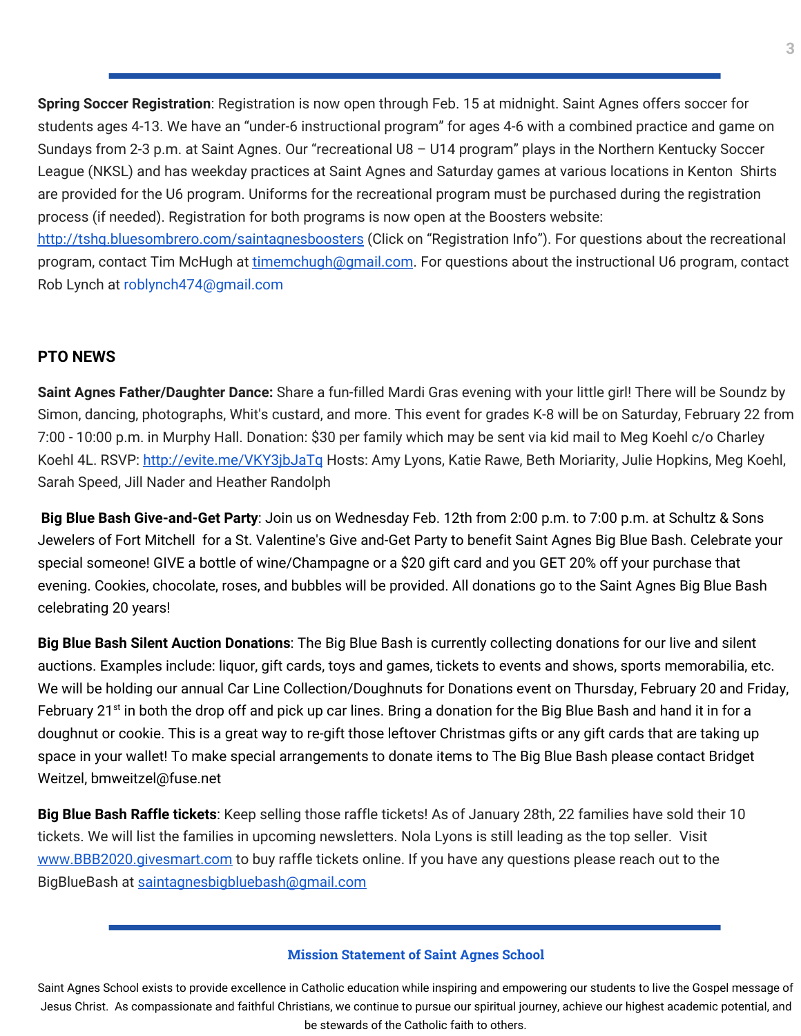**Spring Soccer Registration**: Registration is now open through Feb. 15 at midnight. Saint Agnes offers soccer for students ages 4-13. We have an "under-6 instructional program" for ages 4-6 with a combined practice and game on Sundays from 2-3 p.m. at Saint Agnes. Our "recreational U8 – U14 program" plays in the Northern Kentucky Soccer League (NKSL) and has weekday practices at Saint Agnes and Saturday games at various locations in Kenton Shirts are provided for the U6 program. Uniforms for the recreational program must be purchased during the registration process (if needed). Registration for both programs is now open at the Boosters website: http://tshq.bluesombrero.com/saintagnesboosters (Click on "Registration Info"). For questions about the recreational program, contact Tim McHugh at timemchugh@gmail.com. For questions about the instructional U6 program, contact Rob Lynch at roblynch474@gmail.com

## PTO NEWS

**Saint Agnes Father/Daughter Dance:** Share a fun-filled Mardi Gras evening with your little girl! There will be Soundz by Simon, dancing, photographs, Whit's custard, and more. This event for grades K-8 will be on Saturday, February 22 from 7:00 - 10:00 p.m. in Murphy Hall. Donation: $30 per family which may be sent via kid mail to Meg Koehl c/o Charley Koehl 4L. RSVP: http://evite.me/VKY3jbJaTq Hosts: Amy Lyons, Katie Rawe, Beth Moriarty, Julie Hopkins, Meg Koehl, Sarah Speed, Jill Nader and Heather Randolph

**Big Blue Bash Give-and-Get Party**: Join us on Wednesday Feb. 12th from 2:00 p.m. to 7:00 p.m. at Schultz & Sons Jewelers of Fort Mitchell for a St. Valentine's Give and-Get Party to benefit Saint Agnes Big Blue Bash. Celebrate your special someone! GIVE a bottle of wine/Champagne or a $20 gift card and you GET 20% off your purchase that evening. Cookies, chocolate, roses, and bubbles will be provided. All donations go to the Saint Agnes Big Blue Bash celebrating 20 years!

**Big Blue Bash Silent Auction Donations**: The Big Blue Bash is currently collecting donations for our live and silent auctions. Examples include: liquor, gift cards, toys and games, tickets to events and shows, sports memorabilia, etc. We will be holding our annual Car Line Collection/Doughnuts for Donations event on Thursday, February 20 and Friday, February 21st in both the drop off and pick up car lines. Bring a donation for the Big Blue Bash and hand it in for a doughnut or cookie. This is a great way to re-gift those leftover Christmas gifts or any gift cards that are taking up space in your wallet! To make special arrangements to donate items to The Big Blue Bash please contact Bridget Weitzel, bmweitzel@fuse.net

**Big Blue Bash Raffle tickets**: Keep selling those raffle tickets! As of January 28th, 22 families have sold their 10 tickets. We will list the families in upcoming newsletters. Nola Lyons is still leading as the top seller. Visit www.BBB2020.givesmart.com to buy raffle tickets online. If you have any questions please reach out to the BigBlueBash at saintagnesbigbluebash@gmail.com

### Mission Statement of Saint Agnes School

Saint Agnes School exists to provide excellence in Catholic education while inspiring and empowering our students to live the Gospel message of Jesus Christ. As compassionate and faithful Christians, we continue to pursue our spiritual journey, achieve our highest academic potential, and be stewards of the Catholic faith to others.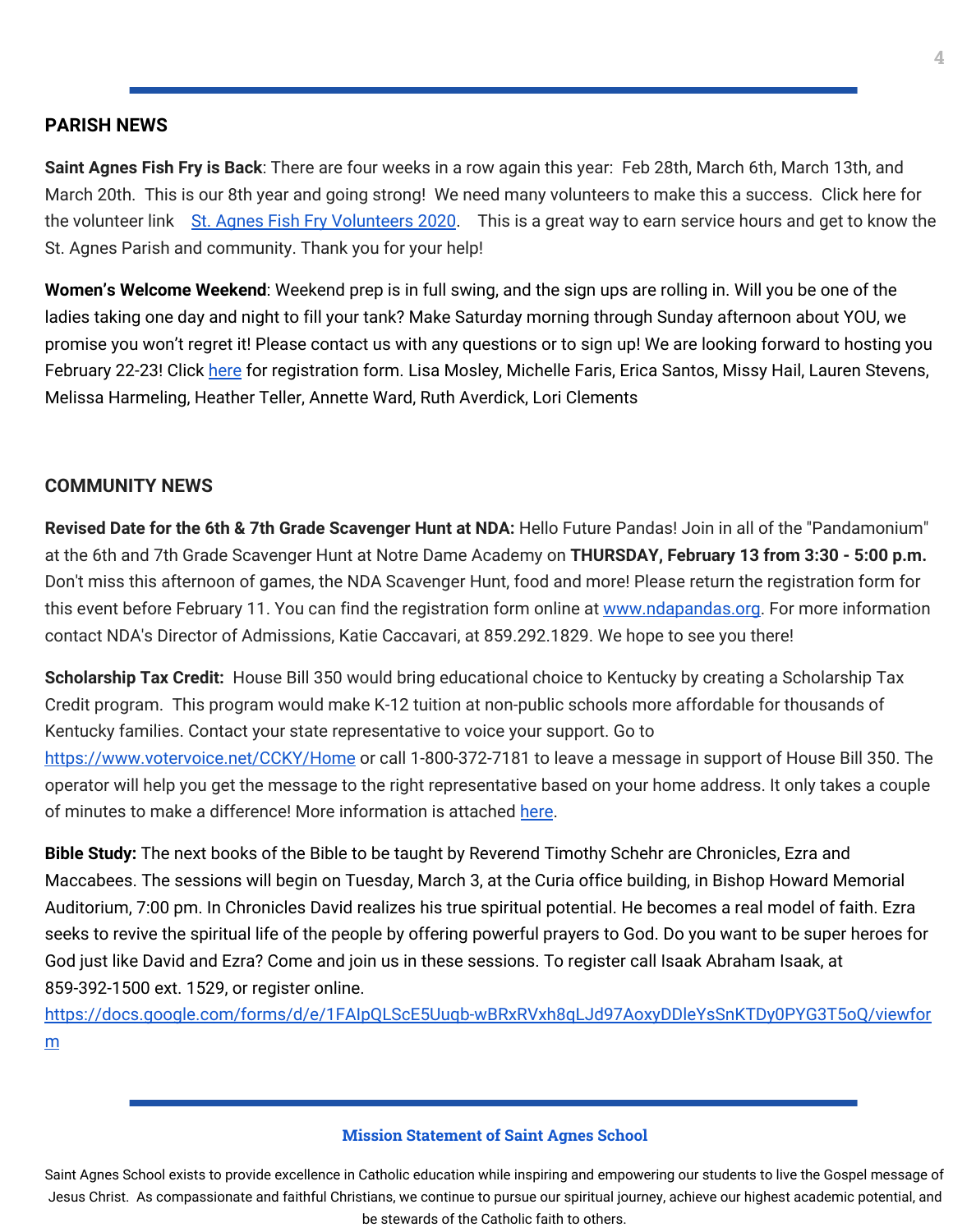## PARISH NEWS

**Saint Agnes Fish Fry is Back**: There are four weeks in a row again this year: Feb 28th, March 6th, March 13th, and March 20th. This is our 8th year and going strong! We need many volunteers to make this a success. Click here for the volunteer link [St. Agnes Fish Fry Volunteers 2020](). This is a great way to earn service hours and get to know the St. Agnes Parish and community. Thank you for your help!

**Women's Welcome Weekend**: Weekend prep is in full swing, and the sign ups are rolling in. Will you be one of the ladies taking one day and night to fill your tank? Make Saturday morning through Sunday afternoon about YOU, we promise you won't regret it! Please contact us with any questions or to sign up! We are looking forward to hosting you February 22-23! Click [here]() for registration form. Lisa Mosley, Michelle Faris, Erica Santos, Missy Hail, Lauren Stevens, Melissa Harmeling, Heather Teller, Annette Ward, Ruth Averdick, Lori Clements

## COMMUNITY NEWS

**Revised Date for the 6th & 7th Grade Scavenger Hunt at NDA:** Hello Future Pandas! Join in all of the "Pandamonium" at the 6th and 7th Grade Scavenger Hunt at Notre Dame Academy on **THURSDAY, February 13 from 3:30 - 5:00 p.m.** Don't miss this afternoon of games, the NDA Scavenger Hunt, food and more! Please return the registration form for this event before February 11. You can find the registration form online at [www.ndapandas.org](www.ndapandas.org). For more information contact NDA's Director of Admissions, Katie Caccavari, at 859.292.1829. We hope to see you there!

**Scholarship Tax Credit:** House Bill 350 would bring educational choice to Kentucky by creating a Scholarship Tax Credit program. This program would make K-12 tuition at non-public schools more affordable for thousands of Kentucky families. Contact your state representative to voice your support. Go to [https://www.votervoice.net/CCKY/Home](https://www.votervoice.net/CCKY/Home) or call 1-800-372-7181 to leave a message in support of House Bill 350. The operator will help you get the message to the right representative based on your home address. It only takes a couple of minutes to make a difference! More information is attached [here]().

**Bible Study:** The next books of the Bible to be taught by Reverend Timothy Schehr are Chronicles, Ezra and Maccabees. The sessions will begin on Tuesday, March 3, at the Curia office building, in Bishop Howard Memorial Auditorium, 7:00 pm. In Chronicles David realizes his true spiritual potential. He becomes a real model of faith. Ezra seeks to revive the spiritual life of the people by offering powerful prayers to God. Do you want to be super heroes for God just like David and Ezra? Come and join us in these sessions. To register call Isaak Abraham Isaak, at 859-392-1500 ext. 1529, or register online. [https://docs.google.com/forms/d/e/1FAIpQLScE5Uuqb-wBRxRVxh8qLJd97AoxyDDleYsSnKTDy0PYG3T5oQ/viewform](https://docs.google.com/forms/d/e/1FAIpQLScE5Uuqb-wBRxRVxh8qLJd97AoxyDDleYsSnKTDy0PYG3T5oQ/viewform)

### Mission Statement of Saint Agnes School

Saint Agnes School exists to provide excellence in Catholic education while inspiring and empowering our students to live the Gospel message of Jesus Christ. As compassionate and faithful Christians, we continue to pursue our spiritual journey, achieve our highest academic potential, and be stewards of the Catholic faith to others.